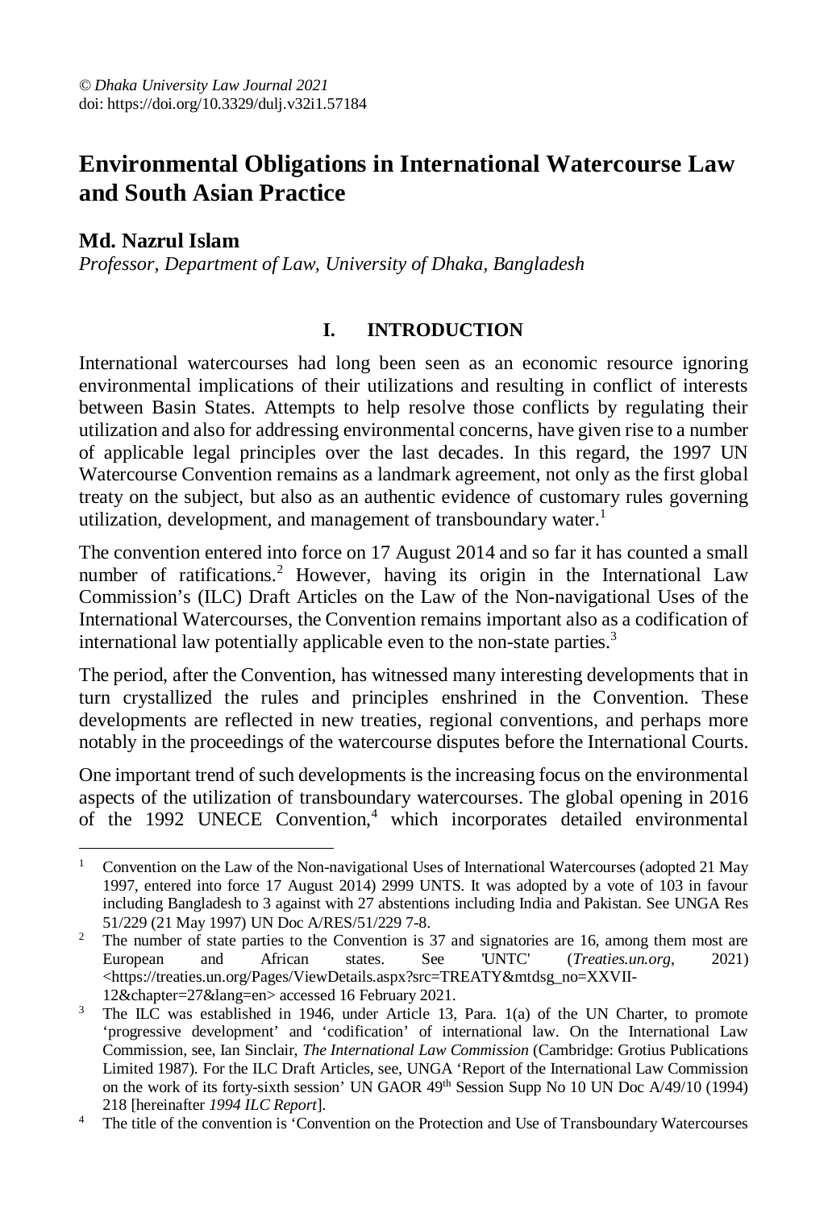© *Dhaka University Law Journal 2021*
doi: https://doi.org/10.3329/dulj.v32i1.57184

# Environmental Obligations in International Watercourse Law and South Asian Practice

**Md. Nazrul Islam**

*Professor, Department of Law, University of Dhaka, Bangladesh*

## I. INTRODUCTION

International watercourses had long been seen as an economic resource ignoring environmental implications of their utilizations and resulting in conflict of interests between Basin States. Attempts to help resolve those conflicts by regulating their utilization and also for addressing environmental concerns, have given rise to a number of applicable legal principles over the last decades. In this regard, the 1997 UN Watercourse Convention remains as a landmark agreement, not only as the first global treaty on the subject, but also as an authentic evidence of customary rules governing utilization, development, and management of transboundary water.[1]

The convention entered into force on 17 August 2014 and so far it has counted a small number of ratifications.[2] However, having its origin in the International Law Commission's (ILC) Draft Articles on the Law of the Non-navigational Uses of the International Watercourses, the Convention remains important also as a codification of international law potentially applicable even to the non-state parties.[3]

The period, after the Convention, has witnessed many interesting developments that in turn crystallized the rules and principles enshrined in the Convention. These developments are reflected in new treaties, regional conventions, and perhaps more notably in the proceedings of the watercourse disputes before the International Courts.

One important trend of such developments is the increasing focus on the environmental aspects of the utilization of transboundary watercourses. The global opening in 2016 of the 1992 UNECE Convention,[4] which incorporates detailed environmental

---

[1] Convention on the Law of the Non-navigational Uses of International Watercourses (adopted 21 May 1997, entered into force 17 August 2014) 2999 UNTS. It was adopted by a vote of 103 in favour including Bangladesh to 3 against with 27 abstentions including India and Pakistan. See UNGA Res 51/229 (21 May 1997) UN Doc A/RES/51/229 7-8.

[2] The number of state parties to the Convention is 37 and signatories are 16, among them most are European and African states. See 'UNTC' (*Treaties.un.org*, 2021) <https://treaties.un.org/Pages/ViewDetails.aspx?src=TREATY&mtdsg_no=XXVII-12&chapter=27&lang=en> accessed 16 February 2021.

[3] The ILC was established in 1946, under Article 13, Para. 1(a) of the UN Charter, to promote 'progressive development' and 'codification' of international law. On the International Law Commission, see, Ian Sinclair, *The International Law Commission* (Cambridge: Grotius Publications Limited 1987). For the ILC Draft Articles, see, UNGA 'Report of the International Law Commission on the work of its forty-sixth session' UN GAOR 49th Session Supp No 10 UN Doc A/49/10 (1994) 218 [hereinafter *1994 ILC Report*].

[4] The title of the convention is 'Convention on the Protection and Use of Transboundary Watercourses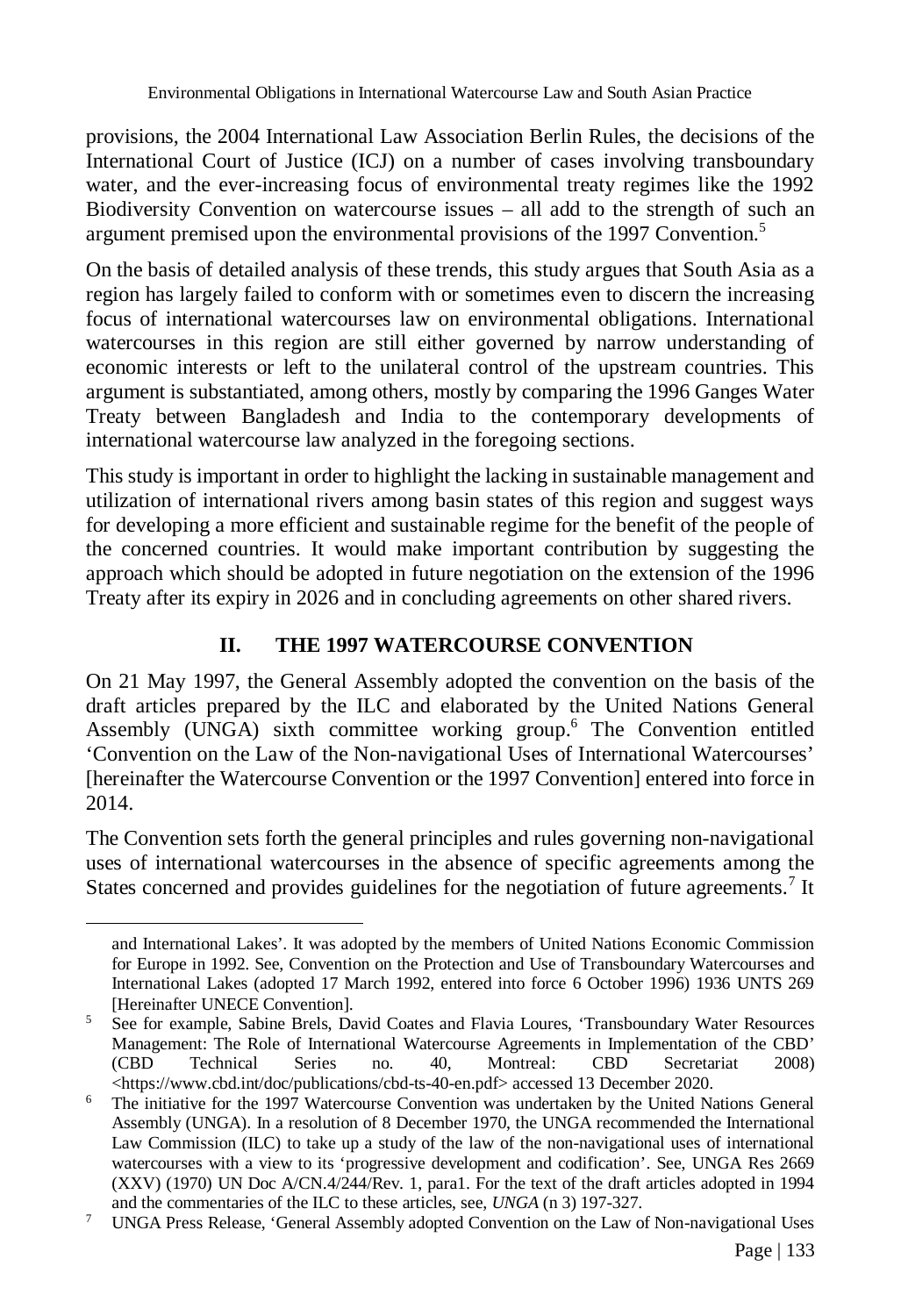provisions, the 2004 International Law Association Berlin Rules, the decisions of the International Court of Justice (ICJ) on a number of cases involving transboundary water, and the ever-increasing focus of environmental treaty regimes like the 1992 Biodiversity Convention on watercourse issues – all add to the strength of such an argument premised upon the environmental provisions of the 1997 Convention.[5]

On the basis of detailed analysis of these trends, this study argues that South Asia as a region has largely failed to conform with or sometimes even to discern the increasing focus of international watercourses law on environmental obligations. International watercourses in this region are still either governed by narrow understanding of economic interests or left to the unilateral control of the upstream countries. This argument is substantiated, among others, mostly by comparing the 1996 Ganges Water Treaty between Bangladesh and India to the contemporary developments of international watercourse law analyzed in the foregoing sections.

This study is important in order to highlight the lacking in sustainable management and utilization of international rivers among basin states of this region and suggest ways for developing a more efficient and sustainable regime for the benefit of the people of the concerned countries. It would make important contribution by suggesting the approach which should be adopted in future negotiation on the extension of the 1996 Treaty after its expiry in 2026 and in concluding agreements on other shared rivers.

## II. THE 1997 WATERCOURSE CONVENTION

On 21 May 1997, the General Assembly adopted the convention on the basis of the draft articles prepared by the ILC and elaborated by the United Nations General Assembly (UNGA) sixth committee working group.[6] The Convention entitled 'Convention on the Law of the Non-navigational Uses of International Watercourses' [hereinafter the Watercourse Convention or the 1997 Convention] entered into force in 2014.

The Convention sets forth the general principles and rules governing non-navigational uses of international watercourses in the absence of specific agreements among the States concerned and provides guidelines for the negotiation of future agreements.[7] It

---

and International Lakes'. It was adopted by the members of United Nations Economic Commission for Europe in 1992. See, Convention on the Protection and Use of Transboundary Watercourses and International Lakes (adopted 17 March 1992, entered into force 6 October 1996) 1936 UNTS 269 [Hereinafter UNECE Convention].

[5] See for example, Sabine Brels, David Coates and Flavia Loures, 'Transboundary Water Resources Management: The Role of International Watercourse Agreements in Implementation of the CBD' (CBD Technical Series no. 40, Montreal: CBD Secretariat 2008) <https://www.cbd.int/doc/publications/cbd-ts-40-en.pdf> accessed 13 December 2020.

[6] The initiative for the 1997 Watercourse Convention was undertaken by the United Nations General Assembly (UNGA). In a resolution of 8 December 1970, the UNGA recommended the International Law Commission (ILC) to take up a study of the law of the non-navigational uses of international watercourses with a view to its 'progressive development and codification'. See, UNGA Res 2669 (XXV) (1970) UN Doc A/CN.4/244/Rev. 1, para1. For the text of the draft articles adopted in 1994 and the commentaries of the ILC to these articles, see, *UNGA* (n 3) 197-327.

[7] UNGA Press Release, 'General Assembly adopted Convention on the Law of Non-navigational Uses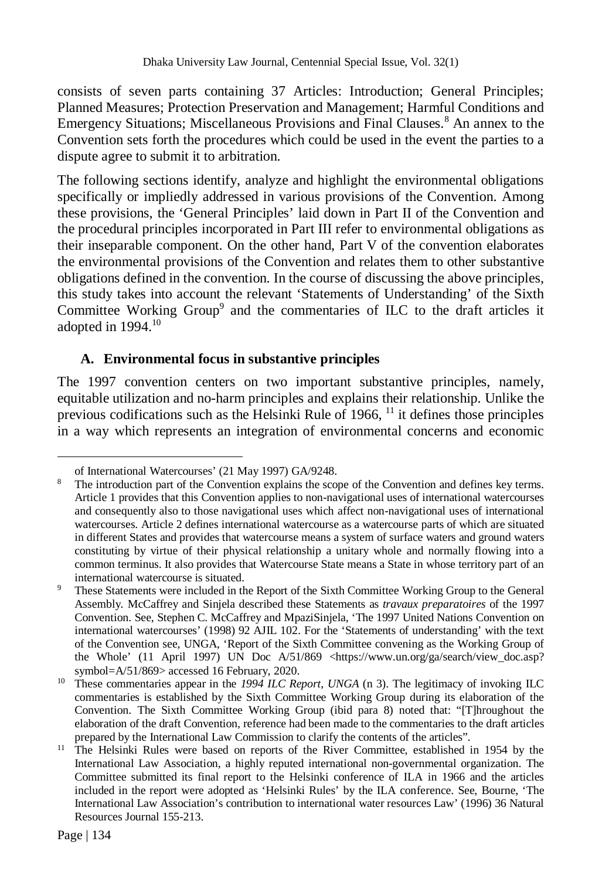consists of seven parts containing 37 Articles: Introduction; General Principles; Planned Measures; Protection Preservation and Management; Harmful Conditions and Emergency Situations; Miscellaneous Provisions and Final Clauses.[8] An annex to the Convention sets forth the procedures which could be used in the event the parties to a dispute agree to submit it to arbitration.

The following sections identify, analyze and highlight the environmental obligations specifically or impliedly addressed in various provisions of the Convention. Among these provisions, the 'General Principles' laid down in Part II of the Convention and the procedural principles incorporated in Part III refer to environmental obligations as their inseparable component. On the other hand, Part V of the convention elaborates the environmental provisions of the Convention and relates them to other substantive obligations defined in the convention. In the course of discussing the above principles, this study takes into account the relevant 'Statements of Understanding' of the Sixth Committee Working Group[9] and the commentaries of ILC to the draft articles it adopted in 1994.[10]

### A. Environmental focus in substantive principles

The 1997 convention centers on two important substantive principles, namely, equitable utilization and no-harm principles and explains their relationship. Unlike the previous codifications such as the Helsinki Rule of 1966, [11] it defines those principles in a way which represents an integration of environmental concerns and economic

---

of International Watercourses' (21 May 1997) GA/9248.

[8] The introduction part of the Convention explains the scope of the Convention and defines key terms. Article 1 provides that this Convention applies to non-navigational uses of international watercourses and consequently also to those navigational uses which affect non-navigational uses of international watercourses. Article 2 defines international watercourse as a watercourse parts of which are situated in different States and provides that watercourse means a system of surface waters and ground waters constituting by virtue of their physical relationship a unitary whole and normally flowing into a common terminus. It also provides that Watercourse State means a State in whose territory part of an international watercourse is situated.

[9] These Statements were included in the Report of the Sixth Committee Working Group to the General Assembly. McCaffrey and Sinjela described these Statements as *travaux preparatoires* of the 1997 Convention. See, Stephen C. McCaffrey and MpaziSinjela, 'The 1997 United Nations Convention on international watercourses' (1998) 92 AJIL 102. For the 'Statements of understanding' with the text of the Convention see, UNGA, 'Report of the Sixth Committee convening as the Working Group of the Whole' (11 April 1997) UN Doc A/51/869 <https://www.un.org/ga/search/view_doc.asp?symbol=A/51/869> accessed 16 February, 2020.

[10] These commentaries appear in the *1994 ILC Report*, *UNGA* (n 3). The legitimacy of invoking ILC commentaries is established by the Sixth Committee Working Group during its elaboration of the Convention. The Sixth Committee Working Group (ibid para 8) noted that: "[T]hroughout the elaboration of the draft Convention, reference had been made to the commentaries to the draft articles prepared by the International Law Commission to clarify the contents of the articles".

[11] The Helsinki Rules were based on reports of the River Committee, established in 1954 by the International Law Association, a highly reputed international non-governmental organization. The Committee submitted its final report to the Helsinki conference of ILA in 1966 and the articles included in the report were adopted as 'Helsinki Rules' by the ILA conference. See, Bourne, 'The International Law Association's contribution to international water resources Law' (1996) 36 Natural Resources Journal 155-213.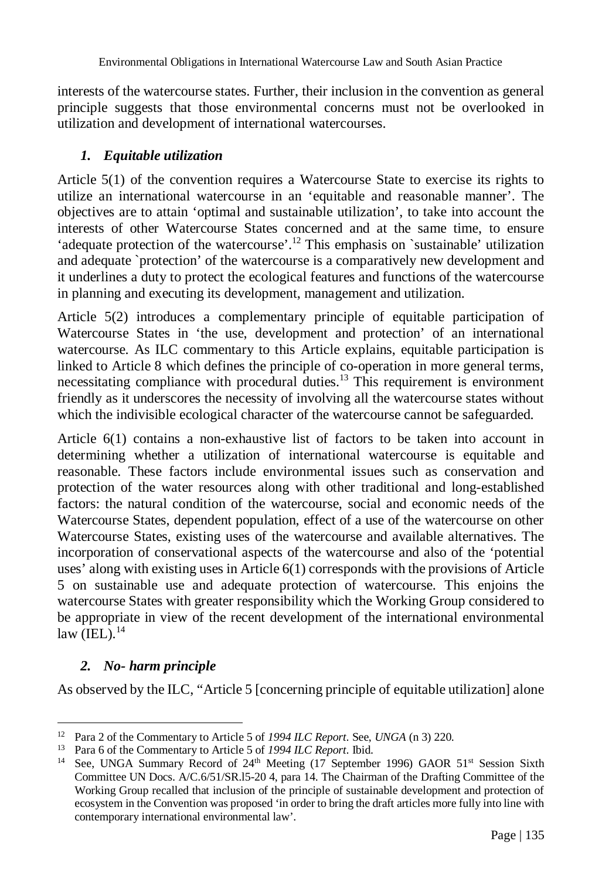interests of the watercourse states. Further, their inclusion in the convention as general principle suggests that those environmental concerns must not be overlooked in utilization and development of international watercourses.

### *1. Equitable utilization*

Article 5(1) of the convention requires a Watercourse State to exercise its rights to utilize an international watercourse in an 'equitable and reasonable manner'. The objectives are to attain 'optimal and sustainable utilization', to take into account the interests of other Watercourse States concerned and at the same time, to ensure 'adequate protection of the watercourse'.[12] This emphasis on `sustainable' utilization and adequate `protection' of the watercourse is a comparatively new development and it underlines a duty to protect the ecological features and functions of the watercourse in planning and executing its development, management and utilization.

Article 5(2) introduces a complementary principle of equitable participation of Watercourse States in 'the use, development and protection' of an international watercourse. As ILC commentary to this Article explains, equitable participation is linked to Article 8 which defines the principle of co-operation in more general terms, necessitating compliance with procedural duties.[13] This requirement is environment friendly as it underscores the necessity of involving all the watercourse states without which the indivisible ecological character of the watercourse cannot be safeguarded.

Article 6(1) contains a non-exhaustive list of factors to be taken into account in determining whether a utilization of international watercourse is equitable and reasonable. These factors include environmental issues such as conservation and protection of the water resources along with other traditional and long-established factors: the natural condition of the watercourse, social and economic needs of the Watercourse States, dependent population, effect of a use of the watercourse on other Watercourse States, existing uses of the watercourse and available alternatives. The incorporation of conservational aspects of the watercourse and also of the 'potential uses' along with existing uses in Article 6(1) corresponds with the provisions of Article 5 on sustainable use and adequate protection of watercourse. This enjoins the watercourse States with greater responsibility which the Working Group considered to be appropriate in view of the recent development of the international environmental law (IEL).[14]

### *2. No- harm principle*

As observed by the ILC, "Article 5 [concerning principle of equitable utilization] alone

---

[12] Para 2 of the Commentary to Article 5 of *1994 ILC Report*. See, *UNGA* (n 3) 220.

[13] Para 6 of the Commentary to Article 5 of *1994 ILC Report*. Ibid.

[14] See, UNGA Summary Record of 24th Meeting (17 September 1996) GAOR 51st Session Sixth Committee UN Docs. A/C.6/51/SR.l5-20 4, para 14. The Chairman of the Drafting Committee of the Working Group recalled that inclusion of the principle of sustainable development and protection of ecosystem in the Convention was proposed 'in order to bring the draft articles more fully into line with contemporary international environmental law'.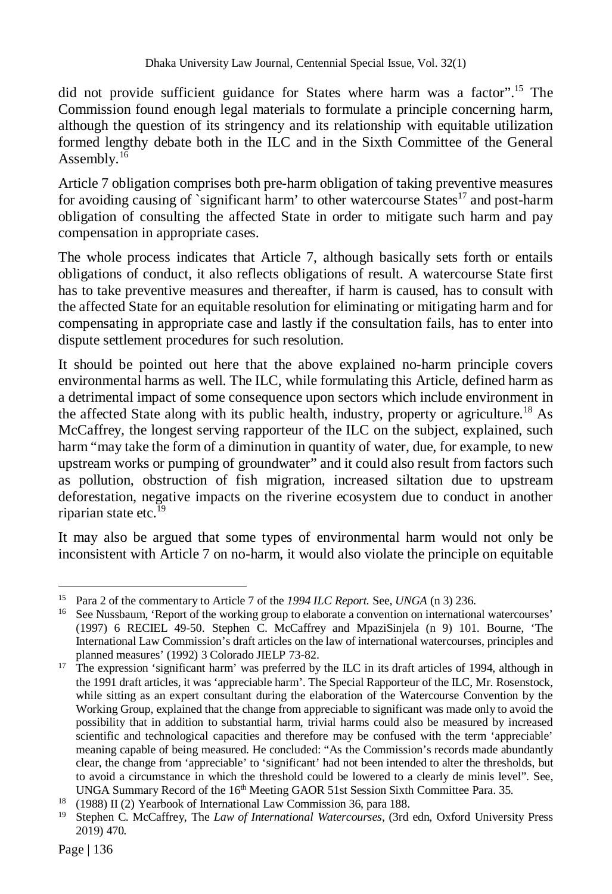did not provide sufficient guidance for States where harm was a factor".[15] The Commission found enough legal materials to formulate a principle concerning harm, although the question of its stringency and its relationship with equitable utilization formed lengthy debate both in the ILC and in the Sixth Committee of the General Assembly.[16]

Article 7 obligation comprises both pre-harm obligation of taking preventive measures for avoiding causing of `significant harm' to other watercourse States[17] and post-harm obligation of consulting the affected State in order to mitigate such harm and pay compensation in appropriate cases.

The whole process indicates that Article 7, although basically sets forth or entails obligations of conduct, it also reflects obligations of result. A watercourse State first has to take preventive measures and thereafter, if harm is caused, has to consult with the affected State for an equitable resolution for eliminating or mitigating harm and for compensating in appropriate case and lastly if the consultation fails, has to enter into dispute settlement procedures for such resolution.

It should be pointed out here that the above explained no-harm principle covers environmental harms as well. The ILC, while formulating this Article, defined harm as a detrimental impact of some consequence upon sectors which include environment in the affected State along with its public health, industry, property or agriculture.[18] As McCaffrey, the longest serving rapporteur of the ILC on the subject, explained, such harm "may take the form of a diminution in quantity of water, due, for example, to new upstream works or pumping of groundwater" and it could also result from factors such as pollution, obstruction of fish migration, increased siltation due to upstream deforestation, negative impacts on the riverine ecosystem due to conduct in another riparian state etc.[19]

It may also be argued that some types of environmental harm would not only be inconsistent with Article 7 on no-harm, it would also violate the principle on equitable

---

[15] Para 2 of the commentary to Article 7 of the *1994 ILC Report.* See, *UNGA* (n 3) 236.

[16] See Nussbaum, 'Report of the working group to elaborate a convention on international watercourses' (1997) 6 RECIEL 49-50. Stephen C. McCaffrey and MpaziSinjela (n 9) 101. Bourne, 'The International Law Commission's draft articles on the law of international watercourses, principles and planned measures' (1992) 3 Colorado JIELP 73-82.

[17] The expression 'significant harm' was preferred by the ILC in its draft articles of 1994, although in the 1991 draft articles, it was 'appreciable harm'. The Special Rapporteur of the ILC, Mr. Rosenstock, while sitting as an expert consultant during the elaboration of the Watercourse Convention by the Working Group, explained that the change from appreciable to significant was made only to avoid the possibility that in addition to substantial harm, trivial harms could also be measured by increased scientific and technological capacities and therefore may be confused with the term 'appreciable' meaning capable of being measured. He concluded: "As the Commission's records made abundantly clear, the change from 'appreciable' to 'significant' had not been intended to alter the thresholds, but to avoid a circumstance in which the threshold could be lowered to a clearly de minis level". See, UNGA Summary Record of the 16th Meeting GAOR 51st Session Sixth Committee Para. 35.

[18] (1988) II (2) Yearbook of International Law Commission 36, para 188.

[19] Stephen C. McCaffrey, The *Law of International Watercourses*, (3rd edn, Oxford University Press 2019) 470.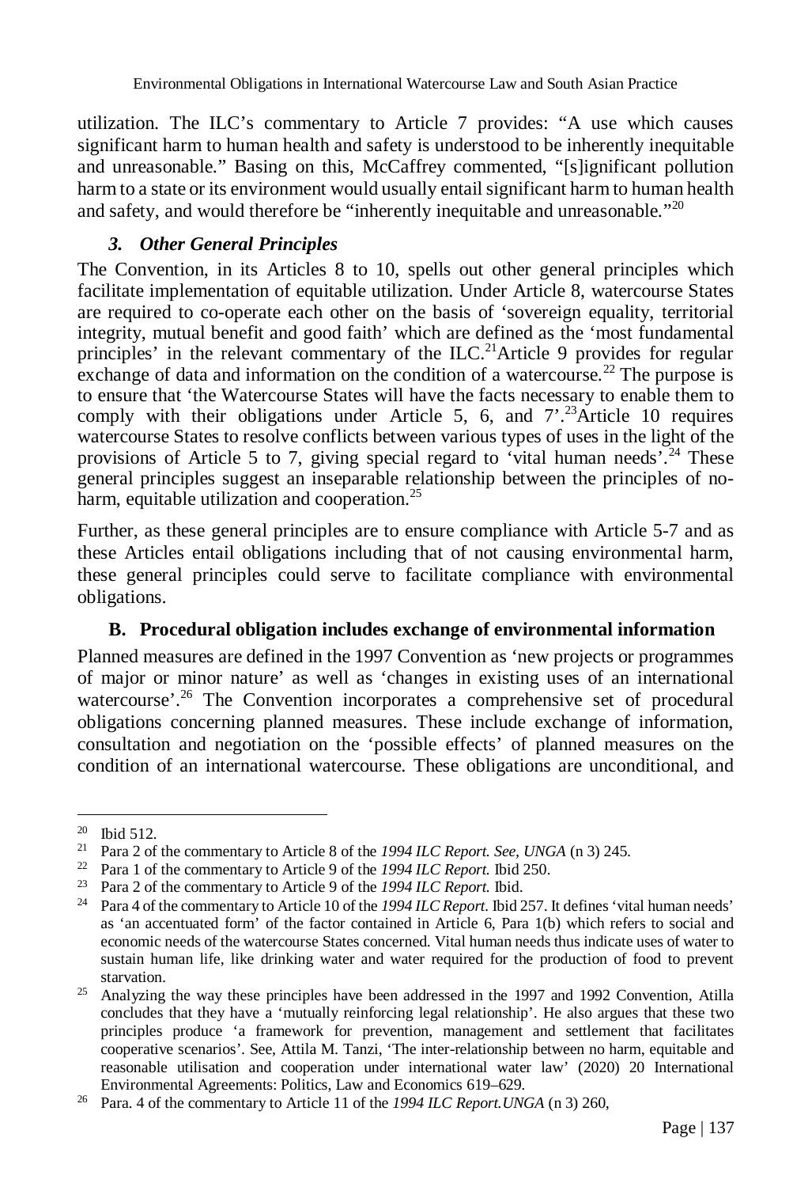utilization. The ILC's commentary to Article 7 provides: "A use which causes significant harm to human health and safety is understood to be inherently inequitable and unreasonable." Basing on this, McCaffrey commented, "[s]ignificant pollution harm to a state or its environment would usually entail significant harm to human health and safety, and would therefore be "inherently inequitable and unreasonable."[20]

### *3. Other General Principles*

The Convention, in its Articles 8 to 10, spells out other general principles which facilitate implementation of equitable utilization. Under Article 8, watercourse States are required to co-operate each other on the basis of 'sovereign equality, territorial integrity, mutual benefit and good faith' which are defined as the 'most fundamental principles' in the relevant commentary of the ILC.[21]Article 9 provides for regular exchange of data and information on the condition of a watercourse.[22] The purpose is to ensure that 'the Watercourse States will have the facts necessary to enable them to comply with their obligations under Article 5, 6, and 7'.[23]Article 10 requires watercourse States to resolve conflicts between various types of uses in the light of the provisions of Article 5 to 7, giving special regard to 'vital human needs'.[24] These general principles suggest an inseparable relationship between the principles of no-harm, equitable utilization and cooperation.[25]

Further, as these general principles are to ensure compliance with Article 5-7 and as these Articles entail obligations including that of not causing environmental harm, these general principles could serve to facilitate compliance with environmental obligations.

## B. Procedural obligation includes exchange of environmental information

Planned measures are defined in the 1997 Convention as 'new projects or programmes of major or minor nature' as well as 'changes in existing uses of an international watercourse'.[26] The Convention incorporates a comprehensive set of procedural obligations concerning planned measures. These include exchange of information, consultation and negotiation on the 'possible effects' of planned measures on the condition of an international watercourse. These obligations are unconditional, and

---

[20] Ibid 512.

[21] Para 2 of the commentary to Article 8 of the *1994 ILC Report. See, UNGA* (n 3) 245.

[22] Para 1 of the commentary to Article 9 of the *1994 ILC Report.* Ibid 250.

[23] Para 2 of the commentary to Article 9 of the *1994 ILC Report.* Ibid.

[24] Para 4 of the commentary to Article 10 of the *1994 ILC Report.* Ibid 257. It defines 'vital human needs' as 'an accentuated form' of the factor contained in Article 6, Para 1(b) which refers to social and economic needs of the watercourse States concerned. Vital human needs thus indicate uses of water to sustain human life, like drinking water and water required for the production of food to prevent starvation.

[25] Analyzing the way these principles have been addressed in the 1997 and 1992 Convention, Atilla concludes that they have a 'mutually reinforcing legal relationship'. He also argues that these two principles produce 'a framework for prevention, management and settlement that facilitates cooperative scenarios'. See, Attila M. Tanzi, 'The inter-relationship between no harm, equitable and reasonable utilisation and cooperation under international water law' (2020) 20 International Environmental Agreements: Politics, Law and Economics 619–629.

[26] Para. 4 of the commentary to Article 11 of the *1994 ILC Report.UNGA* (n 3) 260,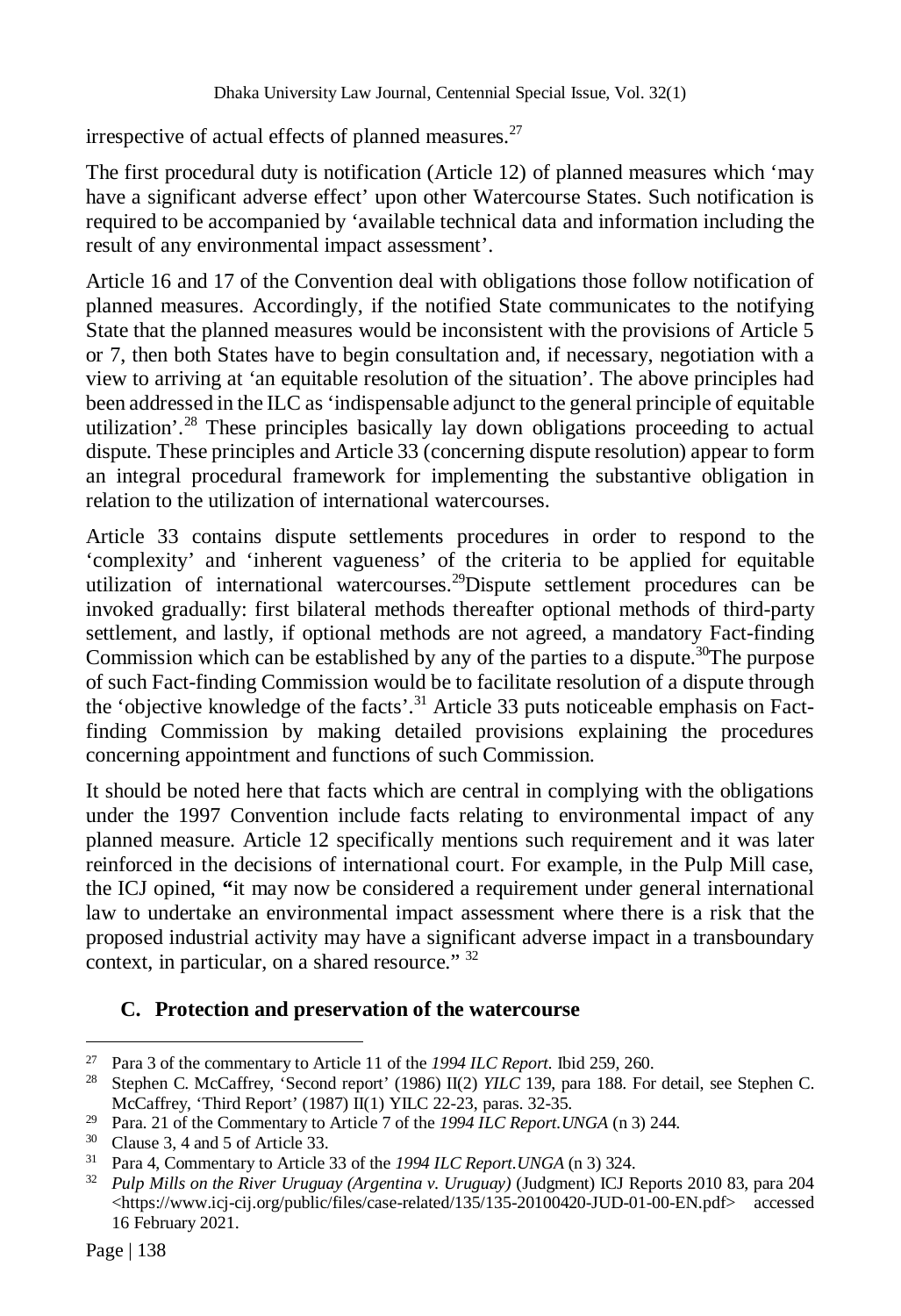irrespective of actual effects of planned measures.[27]

The first procedural duty is notification (Article 12) of planned measures which 'may have a significant adverse effect' upon other Watercourse States. Such notification is required to be accompanied by 'available technical data and information including the result of any environmental impact assessment'.

Article 16 and 17 of the Convention deal with obligations those follow notification of planned measures. Accordingly, if the notified State communicates to the notifying State that the planned measures would be inconsistent with the provisions of Article 5 or 7, then both States have to begin consultation and, if necessary, negotiation with a view to arriving at 'an equitable resolution of the situation'. The above principles had been addressed in the ILC as 'indispensable adjunct to the general principle of equitable utilization'.[28] These principles basically lay down obligations proceeding to actual dispute. These principles and Article 33 (concerning dispute resolution) appear to form an integral procedural framework for implementing the substantive obligation in relation to the utilization of international watercourses.

Article 33 contains dispute settlements procedures in order to respond to the 'complexity' and 'inherent vagueness' of the criteria to be applied for equitable utilization of international watercourses.[29]Dispute settlement procedures can be invoked gradually: first bilateral methods thereafter optional methods of third-party settlement, and lastly, if optional methods are not agreed, a mandatory Fact-finding Commission which can be established by any of the parties to a dispute.[30]The purpose of such Fact-finding Commission would be to facilitate resolution of a dispute through the 'objective knowledge of the facts'.[31] Article 33 puts noticeable emphasis on Fact-finding Commission by making detailed provisions explaining the procedures concerning appointment and functions of such Commission.

It should be noted here that facts which are central in complying with the obligations under the 1997 Convention include facts relating to environmental impact of any planned measure. Article 12 specifically mentions such requirement and it was later reinforced in the decisions of international court. For example, in the Pulp Mill case, the ICJ opined, **"**it may now be considered a requirement under general international law to undertake an environmental impact assessment where there is a risk that the proposed industrial activity may have a significant adverse impact in a transboundary context, in particular, on a shared resource." [32]

## C. Protection and preservation of the watercourse

---

[27] Para 3 of the commentary to Article 11 of the *1994 ILC Report.* Ibid 259, 260.

[28] Stephen C. McCaffrey, 'Second report' (1986) II(2) *YILC* 139, para 188. For detail, see Stephen C. McCaffrey, 'Third Report' (1987) II(1) YILC 22-23, paras. 32-35.

[29] Para. 21 of the Commentary to Article 7 of the *1994 ILC Report.UNGA* (n 3) 244.

[30] Clause 3, 4 and 5 of Article 33.

[31] Para 4, Commentary to Article 33 of the *1994 ILC Report.UNGA* (n 3) 324.

[32] *Pulp Mills on the River Uruguay (Argentina v. Uruguay)* (Judgment) ICJ Reports 2010 83, para 204 <https://www.icj-cij.org/public/files/case-related/135/135-20100420-JUD-01-00-EN.pdf> accessed 16 February 2021.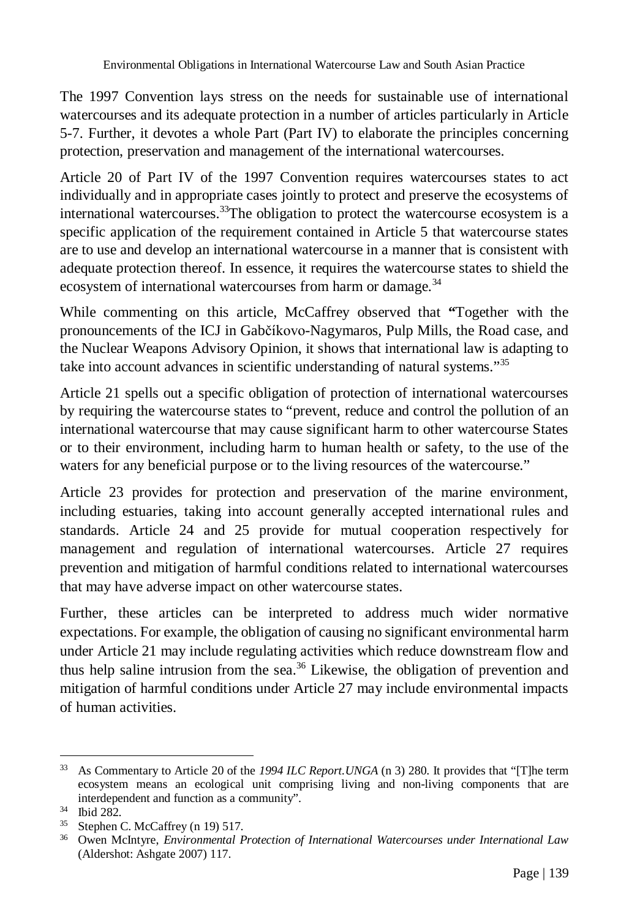The 1997 Convention lays stress on the needs for sustainable use of international watercourses and its adequate protection in a number of articles particularly in Article 5-7. Further, it devotes a whole Part (Part IV) to elaborate the principles concerning protection, preservation and management of the international watercourses.

Article 20 of Part IV of the 1997 Convention requires watercourses states to act individually and in appropriate cases jointly to protect and preserve the ecosystems of international watercourses.[33]The obligation to protect the watercourse ecosystem is a specific application of the requirement contained in Article 5 that watercourse states are to use and develop an international watercourse in a manner that is consistent with adequate protection thereof. In essence, it requires the watercourse states to shield the ecosystem of international watercourses from harm or damage.[34]

While commenting on this article, McCaffrey observed that **"**Together with the pronouncements of the ICJ in Gabčíkovo-Nagymaros, Pulp Mills, the Road case, and the Nuclear Weapons Advisory Opinion, it shows that international law is adapting to take into account advances in scientific understanding of natural systems."[35]

Article 21 spells out a specific obligation of protection of international watercourses by requiring the watercourse states to "prevent, reduce and control the pollution of an international watercourse that may cause significant harm to other watercourse States or to their environment, including harm to human health or safety, to the use of the waters for any beneficial purpose or to the living resources of the watercourse."

Article 23 provides for protection and preservation of the marine environment, including estuaries, taking into account generally accepted international rules and standards. Article 24 and 25 provide for mutual cooperation respectively for management and regulation of international watercourses. Article 27 requires prevention and mitigation of harmful conditions related to international watercourses that may have adverse impact on other watercourse states.

Further, these articles can be interpreted to address much wider normative expectations. For example, the obligation of causing no significant environmental harm under Article 21 may include regulating activities which reduce downstream flow and thus help saline intrusion from the sea.[36] Likewise, the obligation of prevention and mitigation of harmful conditions under Article 27 may include environmental impacts of human activities.

---

[33] As Commentary to Article 20 of the *1994 ILC Report.UNGA* (n 3) 280. It provides that "[T]he term ecosystem means an ecological unit comprising living and non-living components that are interdependent and function as a community".

[34] Ibid 282.

[35] Stephen C. McCaffrey (n 19) 517.

[36] Owen McIntyre, *Environmental Protection of International Watercourses under International Law* (Aldershot: Ashgate 2007) 117.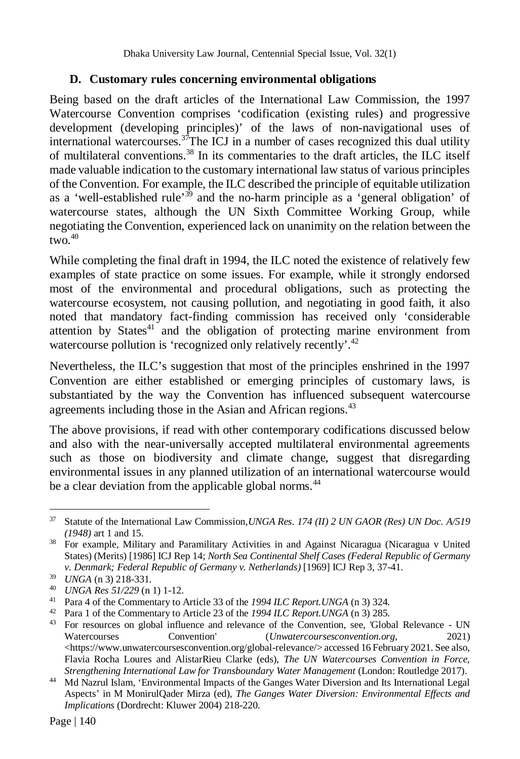## D. Customary rules concerning environmental obligations

Being based on the draft articles of the International Law Commission, the 1997 Watercourse Convention comprises 'codification (existing rules) and progressive development (developing principles)' of the laws of non-navigational uses of international watercourses.[37] The ICJ in a number of cases recognized this dual utility of multilateral conventions.[38] In its commentaries to the draft articles, the ILC itself made valuable indication to the customary international law status of various principles of the Convention. For example, the ILC described the principle of equitable utilization as a 'well-established rule'[39] and the no-harm principle as a 'general obligation' of watercourse states, although the UN Sixth Committee Working Group, while negotiating the Convention, experienced lack on unanimity on the relation between the two.[40]

While completing the final draft in 1994, the ILC noted the existence of relatively few examples of state practice on some issues. For example, while it strongly endorsed most of the environmental and procedural obligations, such as protecting the watercourse ecosystem, not causing pollution, and negotiating in good faith, it also noted that mandatory fact-finding commission has received only 'considerable attention by States[41] and the obligation of protecting marine environment from watercourse pollution is 'recognized only relatively recently'.[42]

Nevertheless, the ILC's suggestion that most of the principles enshrined in the 1997 Convention are either established or emerging principles of customary laws, is substantiated by the way the Convention has influenced subsequent watercourse agreements including those in the Asian and African regions.[43]

The above provisions, if read with other contemporary codifications discussed below and also with the near-universally accepted multilateral environmental agreements such as those on biodiversity and climate change, suggest that disregarding environmental issues in any planned utilization of an international watercourse would be a clear deviation from the applicable global norms.[44]

---

[37] Statute of the International Law Commission,*UNGA Res. 174 (II) 2 UN GAOR (Res) UN Doc. A/519 (1948)* art 1 and 15.

[38] For example, Military and Paramilitary Activities in and Against Nicaragua (Nicaragua v United States) (Merits) [1986] ICJ Rep 14; *North Sea Continental Shelf Cases (Federal Republic of Germany v. Denmark; Federal Republic of Germany v. Netherlands)* [1969] ICJ Rep 3, 37-41.

[39] *UNGA* (n 3) 218-331.

[40] *UNGA Res 51/229* (n 1) 1-12.

[41] Para 4 of the Commentary to Article 33 of the *1994 ILC Report.UNGA* (n 3) 324.

[42] Para 1 of the Commentary to Article 23 of the *1994 ILC Report.UNGA* (n 3) 285.

[43] For resources on global influence and relevance of the Convention, see, 'Global Relevance - UN Watercourses Convention' (*Unwatercoursesconvention.org*, 2021) <https://www.unwatercoursesconvention.org/global-relevance/> accessed 16 February 2021. See also, Flavia Rocha Loures and AlistarRieu Clarke (eds), *The UN Watercourses Convention in Force, Strengthening International Law for Transboundary Water Management* (London: Routledge 2017).

[44] Md Nazrul Islam, 'Environmental Impacts of the Ganges Water Diversion and Its International Legal Aspects' in M MonirulQader Mirza (ed), *The Ganges Water Diversion: Environmental Effects and Implications* (Dordrecht: Kluwer 2004) 218-220.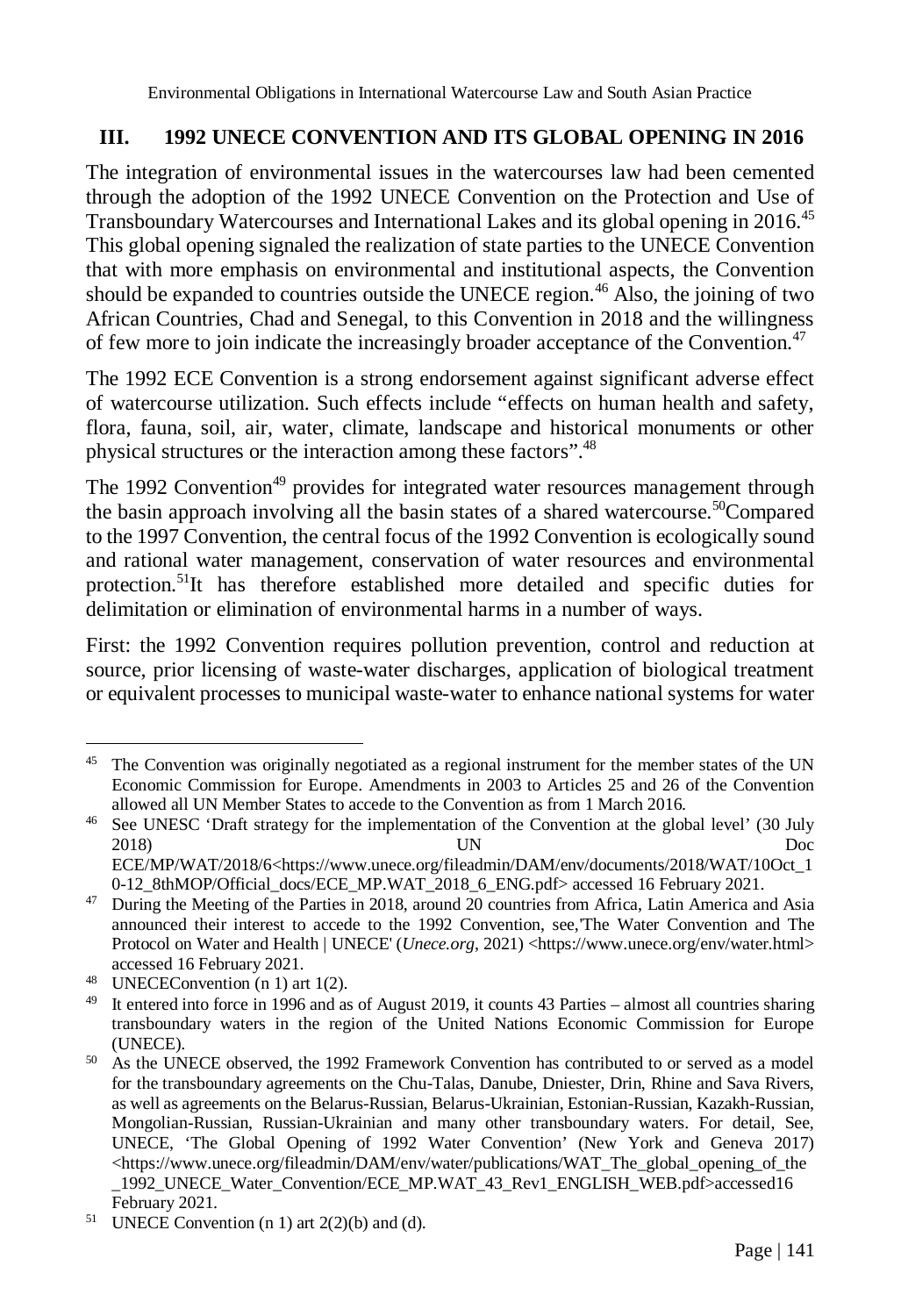## III. 1992 UNECE CONVENTION AND ITS GLOBAL OPENING IN 2016

The integration of environmental issues in the watercourses law had been cemented through the adoption of the 1992 UNECE Convention on the Protection and Use of Transboundary Watercourses and International Lakes and its global opening in 2016.[45] This global opening signaled the realization of state parties to the UNECE Convention that with more emphasis on environmental and institutional aspects, the Convention should be expanded to countries outside the UNECE region.[46] Also, the joining of two African Countries, Chad and Senegal, to this Convention in 2018 and the willingness of few more to join indicate the increasingly broader acceptance of the Convention.[47]

The 1992 ECE Convention is a strong endorsement against significant adverse effect of watercourse utilization. Such effects include "effects on human health and safety, flora, fauna, soil, air, water, climate, landscape and historical monuments or other physical structures or the interaction among these factors".[48]

The 1992 Convention[49] provides for integrated water resources management through the basin approach involving all the basin states of a shared watercourse.[50]Compared to the 1997 Convention, the central focus of the 1992 Convention is ecologically sound and rational water management, conservation of water resources and environmental protection.[51]It has therefore established more detailed and specific duties for delimitation or elimination of environmental harms in a number of ways.

First: the 1992 Convention requires pollution prevention, control and reduction at source, prior licensing of waste-water discharges, application of biological treatment or equivalent processes to municipal waste-water to enhance national systems for water

---

[45] The Convention was originally negotiated as a regional instrument for the member states of the UN Economic Commission for Europe. Amendments in 2003 to Articles 25 and 26 of the Convention allowed all UN Member States to accede to the Convention as from 1 March 2016.

[46] See UNESC 'Draft strategy for the implementation of the Convention at the global level' (30 July 2018) UN Doc ECE/MP/WAT/2018/6<https://www.unece.org/fileadmin/DAM/env/documents/2018/WAT/10Oct_10-12_8thMOP/Official_docs/ECE_MP.WAT_2018_6_ENG.pdf> accessed 16 February 2021.

[47] During the Meeting of the Parties in 2018, around 20 countries from Africa, Latin America and Asia announced their interest to accede to the 1992 Convention, see,'The Water Convention and The Protocol on Water and Health | UNECE' (*Unece.org*, 2021) <https://www.unece.org/env/water.html> accessed 16 February 2021.

[48] UNECEConvention (n 1) art 1(2).

[49] It entered into force in 1996 and as of August 2019, it counts 43 Parties – almost all countries sharing transboundary waters in the region of the United Nations Economic Commission for Europe (UNECE).

[50] As the UNECE observed, the 1992 Framework Convention has contributed to or served as a model for the transboundary agreements on the Chu-Talas, Danube, Dniester, Drin, Rhine and Sava Rivers, as well as agreements on the Belarus-Russian, Belarus-Ukrainian, Estonian-Russian, Kazakh-Russian, Mongolian-Russian, Russian-Ukrainian and many other transboundary waters. For detail, See, UNECE, 'The Global Opening of 1992 Water Convention' (New York and Geneva 2017) <https://www.unece.org/fileadmin/DAM/env/water/publications/WAT_The_global_opening_of_the_1992_UNECE_Water_Convention/ECE_MP.WAT_43_Rev1_ENGLISH_WEB.pdf>accessed16 February 2021.

[51] UNECE Convention (n 1) art 2(2)(b) and (d).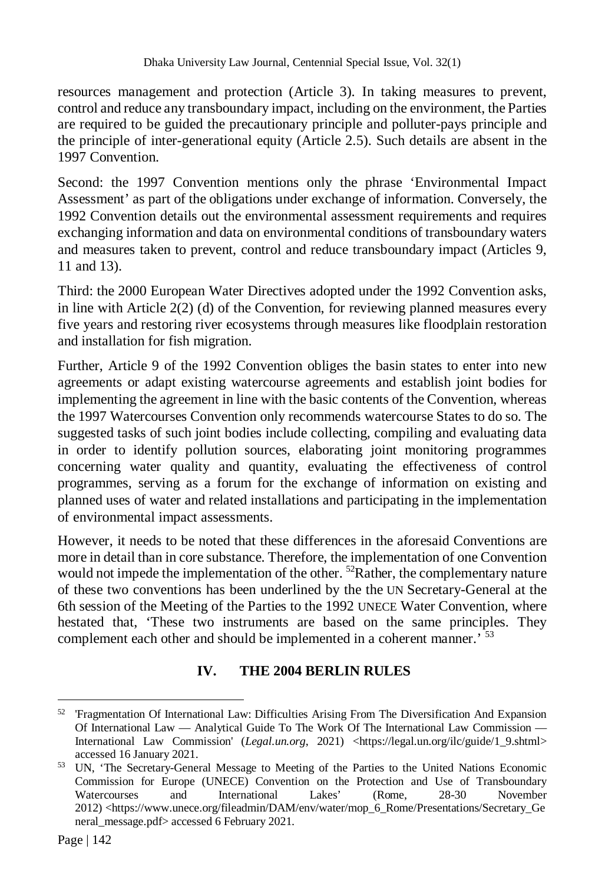resources management and protection (Article 3). In taking measures to prevent, control and reduce any transboundary impact, including on the environment, the Parties are required to be guided the precautionary principle and polluter-pays principle and the principle of inter-generational equity (Article 2.5). Such details are absent in the 1997 Convention.

Second: the 1997 Convention mentions only the phrase 'Environmental Impact Assessment' as part of the obligations under exchange of information. Conversely, the 1992 Convention details out the environmental assessment requirements and requires exchanging information and data on environmental conditions of transboundary waters and measures taken to prevent, control and reduce transboundary impact (Articles 9, 11 and 13).

Third: the 2000 European Water Directives adopted under the 1992 Convention asks, in line with Article 2(2) (d) of the Convention, for reviewing planned measures every five years and restoring river ecosystems through measures like floodplain restoration and installation for fish migration.

Further, Article 9 of the 1992 Convention obliges the basin states to enter into new agreements or adapt existing watercourse agreements and establish joint bodies for implementing the agreement in line with the basic contents of the Convention, whereas the 1997 Watercourses Convention only recommends watercourse States to do so. The suggested tasks of such joint bodies include collecting, compiling and evaluating data in order to identify pollution sources, elaborating joint monitoring programmes concerning water quality and quantity, evaluating the effectiveness of control programmes, serving as a forum for the exchange of information on existing and planned uses of water and related installations and participating in the implementation of environmental impact assessments.

However, it needs to be noted that these differences in the aforesaid Conventions are more in detail than in core substance. Therefore, the implementation of one Convention would not impede the implementation of the other. [52]Rather, the complementary nature of these two conventions has been underlined by the the UN Secretary-General at the 6th session of the Meeting of the Parties to the 1992 UNECE Water Convention, where hestated that, 'These two instruments are based on the same principles. They complement each other and should be implemented in a coherent manner.' [53]

## IV. THE 2004 BERLIN RULES

---

[52] 'Fragmentation Of International Law: Difficulties Arising From The Diversification And Expansion Of International Law — Analytical Guide To The Work Of The International Law Commission — International Law Commission' (*Legal.un.org*, 2021) <https://legal.un.org/ilc/guide/1_9.shtml> accessed 16 January 2021.

[53] UN, 'The Secretary-General Message to Meeting of the Parties to the United Nations Economic Commission for Europe (UNECE) Convention on the Protection and Use of Transboundary Watercourses and International Lakes' (Rome, 28-30 November 2012) <https://www.unece.org/fileadmin/DAM/env/water/mop_6_Rome/Presentations/Secretary_General_message.pdf> accessed 6 February 2021.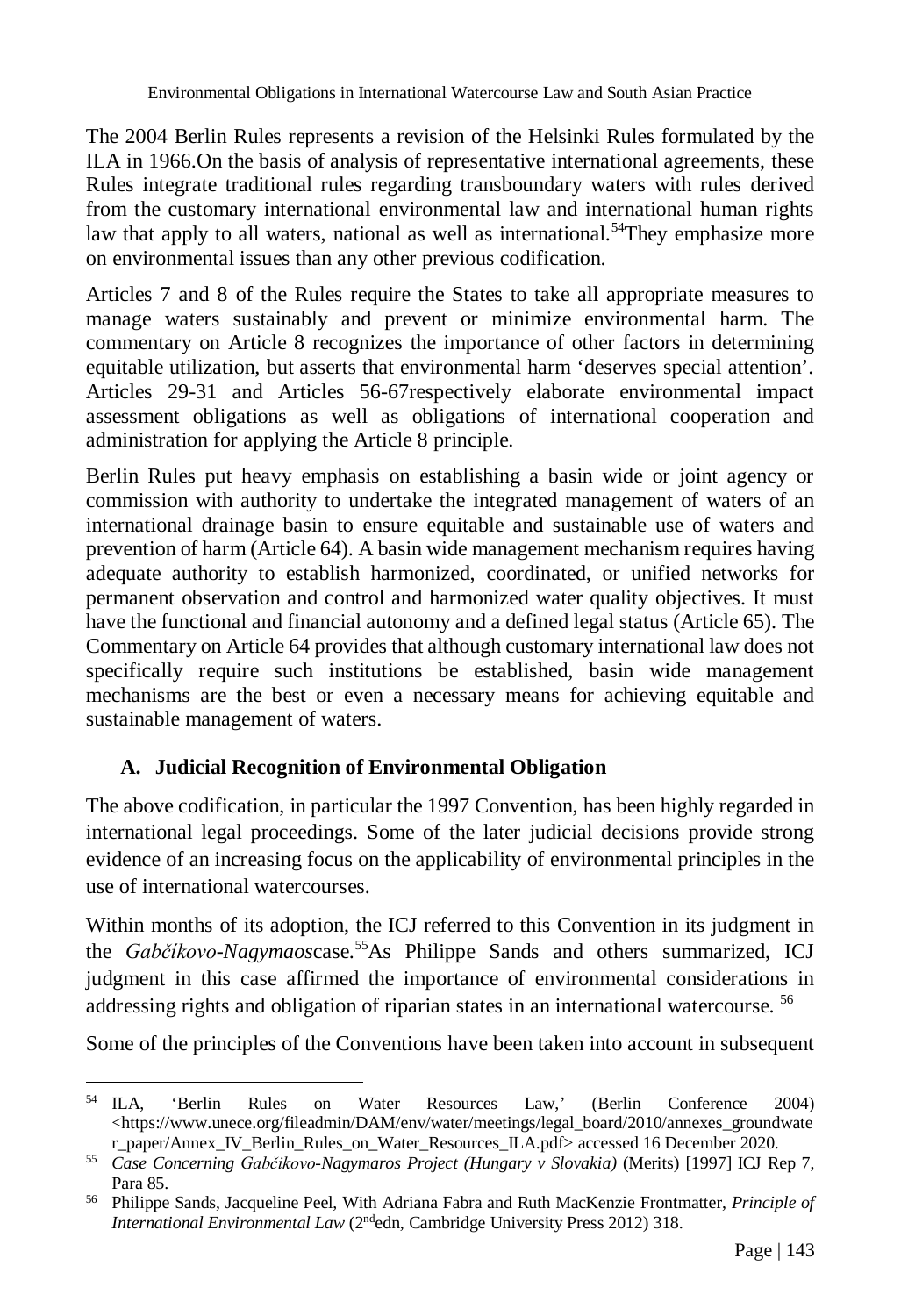The 2004 Berlin Rules represents a revision of the Helsinki Rules formulated by the ILA in 1966.On the basis of analysis of representative international agreements, these Rules integrate traditional rules regarding transboundary waters with rules derived from the customary international environmental law and international human rights law that apply to all waters, national as well as international.[54]They emphasize more on environmental issues than any other previous codification.

Articles 7 and 8 of the Rules require the States to take all appropriate measures to manage waters sustainably and prevent or minimize environmental harm. The commentary on Article 8 recognizes the importance of other factors in determining equitable utilization, but asserts that environmental harm 'deserves special attention'. Articles 29-31 and Articles 56-67respectively elaborate environmental impact assessment obligations as well as obligations of international cooperation and administration for applying the Article 8 principle.

Berlin Rules put heavy emphasis on establishing a basin wide or joint agency or commission with authority to undertake the integrated management of waters of an international drainage basin to ensure equitable and sustainable use of waters and prevention of harm (Article 64). A basin wide management mechanism requires having adequate authority to establish harmonized, coordinated, or unified networks for permanent observation and control and harmonized water quality objectives. It must have the functional and financial autonomy and a defined legal status (Article 65). The Commentary on Article 64 provides that although customary international law does not specifically require such institutions be established, basin wide management mechanisms are the best or even a necessary means for achieving equitable and sustainable management of waters.

### A. Judicial Recognition of Environmental Obligation

The above codification, in particular the 1997 Convention, has been highly regarded in international legal proceedings. Some of the later judicial decisions provide strong evidence of an increasing focus on the applicability of environmental principles in the use of international watercourses.

Within months of its adoption, the ICJ referred to this Convention in its judgment in the *Gabčíkovo-Nagymaos*case.[55]As Philippe Sands and others summarized, ICJ judgment in this case affirmed the importance of environmental considerations in addressing rights and obligation of riparian states in an international watercourse. [56]

Some of the principles of the Conventions have been taken into account in subsequent

---

[54] ILA, 'Berlin Rules on Water Resources Law,' (Berlin Conference 2004) <https://www.unece.org/fileadmin/DAM/env/water/meetings/legal_board/2010/annexes_groundwater_paper/Annex_IV_Berlin_Rules_on_Water_Resources_ILA.pdf> accessed 16 December 2020.

[55] *Case Concerning Gabčikovo-Nagymaros Project (Hungary v Slovakia)* (Merits) [1997] ICJ Rep 7, Para 85.

[56] Philippe Sands, Jacqueline Peel, With Adriana Fabra and Ruth MacKenzie Frontmatter, *Principle of International Environmental Law* (2ndedn, Cambridge University Press 2012) 318.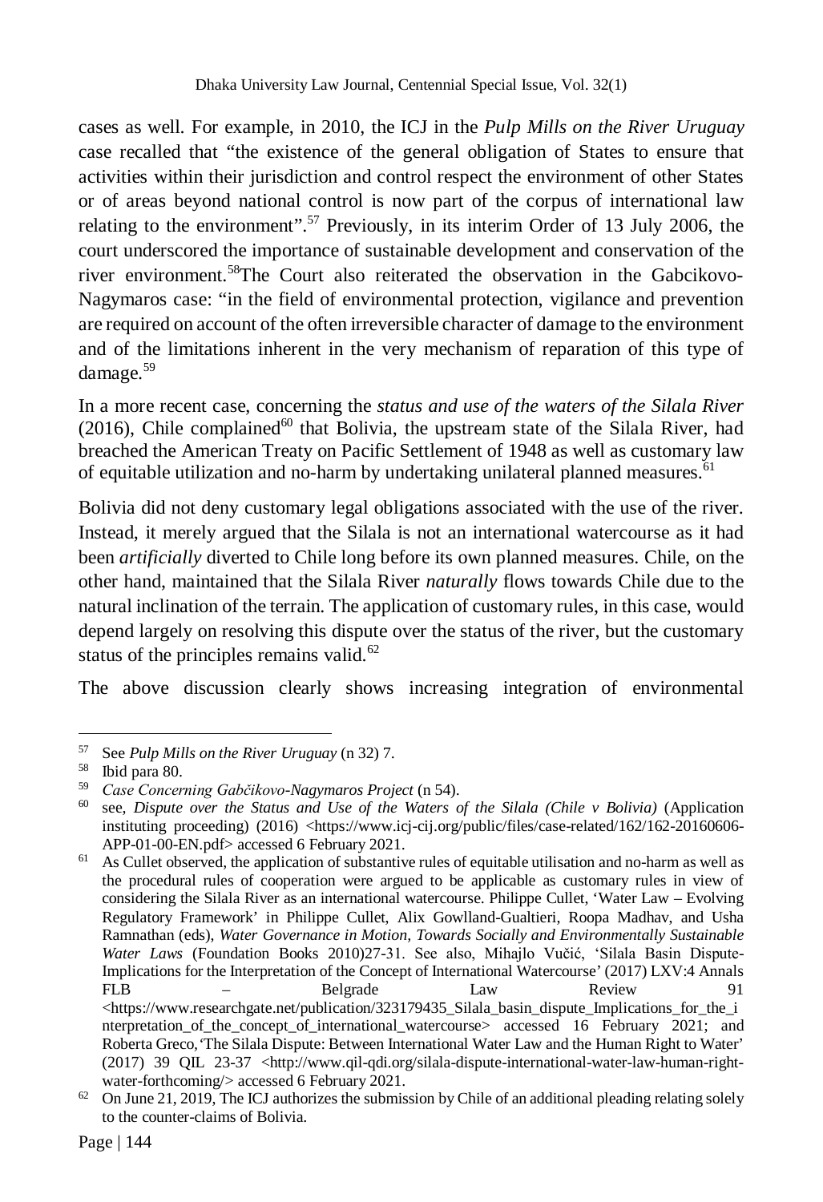cases as well. For example, in 2010, the ICJ in the *Pulp Mills on the River Uruguay* case recalled that "the existence of the general obligation of States to ensure that activities within their jurisdiction and control respect the environment of other States or of areas beyond national control is now part of the corpus of international law relating to the environment".[57] Previously, in its interim Order of 13 July 2006, the court underscored the importance of sustainable development and conservation of the river environment.[58]The Court also reiterated the observation in the Gabcikovo-Nagymaros case: "in the field of environmental protection, vigilance and prevention are required on account of the often irreversible character of damage to the environment and of the limitations inherent in the very mechanism of reparation of this type of damage.[59]

In a more recent case, concerning the *status and use of the waters of the Silala River* (2016), Chile complained[60] that Bolivia, the upstream state of the Silala River, had breached the American Treaty on Pacific Settlement of 1948 as well as customary law of equitable utilization and no-harm by undertaking unilateral planned measures.[61]

Bolivia did not deny customary legal obligations associated with the use of the river. Instead, it merely argued that the Silala is not an international watercourse as it had been *artificially* diverted to Chile long before its own planned measures. Chile, on the other hand, maintained that the Silala River *naturally* flows towards Chile due to the natural inclination of the terrain. The application of customary rules, in this case, would depend largely on resolving this dispute over the status of the river, but the customary status of the principles remains valid.[62]

The above discussion clearly shows increasing integration of environmental

---

[57] See *Pulp Mills on the River Uruguay* (n 32) 7.

[58] Ibid para 80.

[59] *Case Concerning Gabčikovo-Nagymaros Project* (n 54).

[60] see, *Dispute over the Status and Use of the Waters of the Silala (Chile v Bolivia)* (Application instituting proceeding) (2016) <https://www.icj-cij.org/public/files/case-related/162/162-20160606-APP-01-00-EN.pdf> accessed 6 February 2021.

[61] As Cullet observed, the application of substantive rules of equitable utilisation and no-harm as well as the procedural rules of cooperation were argued to be applicable as customary rules in view of considering the Silala River as an international watercourse. Philippe Cullet, 'Water Law – Evolving Regulatory Framework' in Philippe Cullet, Alix Gowlland-Gualtieri, Roopa Madhav, and Usha Ramnathan (eds), *Water Governance in Motion, Towards Socially and Environmentally Sustainable Water Laws* (Foundation Books 2010)27-31. See also, Mihajlo Vučić, 'Silala Basin Dispute-Implications for the Interpretation of the Concept of International Watercourse' (2017) LXV:4 Annals FLB – Belgrade Law Review 91 <https://www.researchgate.net/publication/323179435_Silala_basin_dispute_Implications_for_the_interpretation_of_the_concept_of_international_watercourse> accessed 16 February 2021; and Roberta Greco,'The Silala Dispute: Between International Water Law and the Human Right to Water' (2017) 39 QIL 23-37 <http://www.qil-qdi.org/silala-dispute-international-water-law-human-right-water-forthcoming/> accessed 6 February 2021.

[62] On June 21, 2019, The ICJ authorizes the submission by Chile of an additional pleading relating solely to the counter-claims of Bolivia.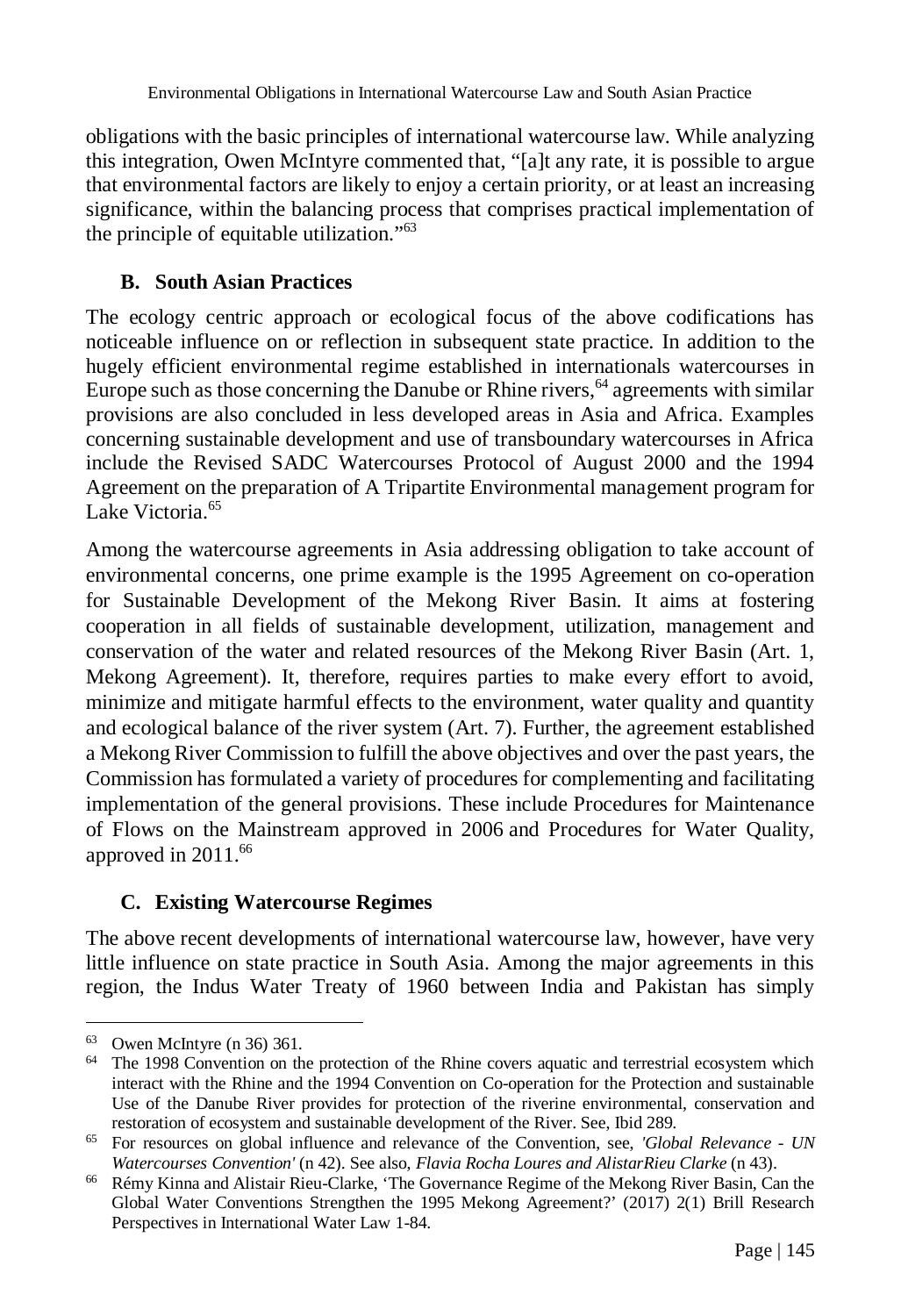obligations with the basic principles of international watercourse law. While analyzing this integration, Owen McIntyre commented that, "[a]t any rate, it is possible to argue that environmental factors are likely to enjoy a certain priority, or at least an increasing significance, within the balancing process that comprises practical implementation of the principle of equitable utilization."[63]

### B. South Asian Practices

The ecology centric approach or ecological focus of the above codifications has noticeable influence on or reflection in subsequent state practice. In addition to the hugely efficient environmental regime established in internationals watercourses in Europe such as those concerning the Danube or Rhine rivers,[64] agreements with similar provisions are also concluded in less developed areas in Asia and Africa. Examples concerning sustainable development and use of transboundary watercourses in Africa include the Revised SADC Watercourses Protocol of August 2000 and the 1994 Agreement on the preparation of A Tripartite Environmental management program for Lake Victoria.[65]

Among the watercourse agreements in Asia addressing obligation to take account of environmental concerns, one prime example is the 1995 Agreement on co-operation for Sustainable Development of the Mekong River Basin. It aims at fostering cooperation in all fields of sustainable development, utilization, management and conservation of the water and related resources of the Mekong River Basin (Art. 1, Mekong Agreement). It, therefore, requires parties to make every effort to avoid, minimize and mitigate harmful effects to the environment, water quality and quantity and ecological balance of the river system (Art. 7). Further, the agreement established a Mekong River Commission to fulfill the above objectives and over the past years, the Commission has formulated a variety of procedures for complementing and facilitating implementation of the general provisions. These include Procedures for Maintenance of Flows on the Mainstream approved in 2006 and Procedures for Water Quality, approved in 2011.[66]

### C. Existing Watercourse Regimes

The above recent developments of international watercourse law, however, have very little influence on state practice in South Asia. Among the major agreements in this region, the Indus Water Treaty of 1960 between India and Pakistan has simply

---

[63] Owen McIntyre (n 36) 361.

[64] The 1998 Convention on the protection of the Rhine covers aquatic and terrestrial ecosystem which interact with the Rhine and the 1994 Convention on Co-operation for the Protection and sustainable Use of the Danube River provides for protection of the riverine environmental, conservation and restoration of ecosystem and sustainable development of the River. See, Ibid 289.

[65] For resources on global influence and relevance of the Convention, see, *'Global Relevance - UN Watercourses Convention'* (n 42). See also, *Flavia Rocha Loures and AlistarRieu Clarke* (n 43).

[66] Rémy Kinna and Alistair Rieu-Clarke, 'The Governance Regime of the Mekong River Basin, Can the Global Water Conventions Strengthen the 1995 Mekong Agreement?' (2017) 2(1) Brill Research Perspectives in International Water Law 1-84.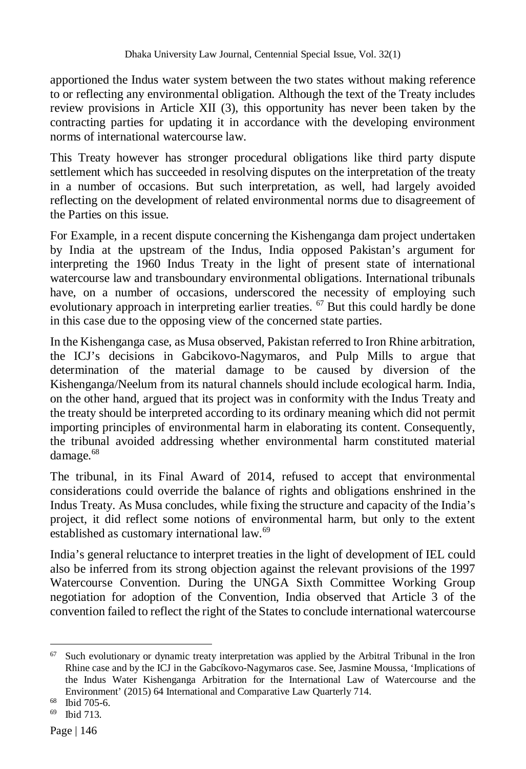apportioned the Indus water system between the two states without making reference to or reflecting any environmental obligation. Although the text of the Treaty includes review provisions in Article XII (3), this opportunity has never been taken by the contracting parties for updating it in accordance with the developing environment norms of international watercourse law.

This Treaty however has stronger procedural obligations like third party dispute settlement which has succeeded in resolving disputes on the interpretation of the treaty in a number of occasions. But such interpretation, as well, had largely avoided reflecting on the development of related environmental norms due to disagreement of the Parties on this issue.

For Example, in a recent dispute concerning the Kishenganga dam project undertaken by India at the upstream of the Indus, India opposed Pakistan's argument for interpreting the 1960 Indus Treaty in the light of present state of international watercourse law and transboundary environmental obligations. International tribunals have, on a number of occasions, underscored the necessity of employing such evolutionary approach in interpreting earlier treaties. [67] But this could hardly be done in this case due to the opposing view of the concerned state parties.

In the Kishenganga case, as Musa observed, Pakistan referred to Iron Rhine arbitration, the ICJ's decisions in Gabcikovo-Nagymaros, and Pulp Mills to argue that determination of the material damage to be caused by diversion of the Kishenganga/Neelum from its natural channels should include ecological harm. India, on the other hand, argued that its project was in conformity with the Indus Treaty and the treaty should be interpreted according to its ordinary meaning which did not permit importing principles of environmental harm in elaborating its content. Consequently, the tribunal avoided addressing whether environmental harm constituted material damage.[68]

The tribunal, in its Final Award of 2014, refused to accept that environmental considerations could override the balance of rights and obligations enshrined in the Indus Treaty. As Musa concludes, while fixing the structure and capacity of the India's project, it did reflect some notions of environmental harm, but only to the extent established as customary international law.[69]

India's general reluctance to interpret treaties in the light of development of IEL could also be inferred from its strong objection against the relevant provisions of the 1997 Watercourse Convention. During the UNGA Sixth Committee Working Group negotiation for adoption of the Convention, India observed that Article 3 of the convention failed to reflect the right of the States to conclude international watercourse

---

[67] Such evolutionary or dynamic treaty interpretation was applied by the Arbitral Tribunal in the Iron Rhine case and by the ICJ in the Gabcíkovo-Nagymaros case. See, Jasmine Moussa, 'Implications of the Indus Water Kishenganga Arbitration for the International Law of Watercourse and the Environment' (2015) 64 International and Comparative Law Quarterly 714.

[68] Ibid 705-6.

[69] Ibid 713.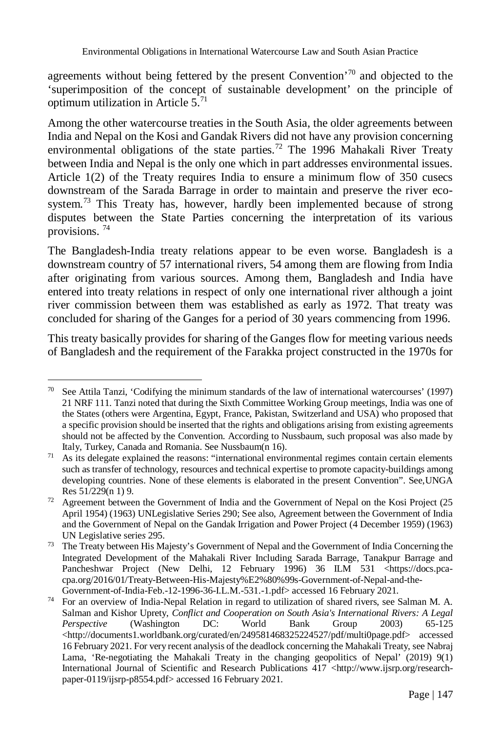agreements without being fettered by the present Convention'[70] and objected to the 'superimposition of the concept of sustainable development' on the principle of optimum utilization in Article 5.[71]

Among the other watercourse treaties in the South Asia, the older agreements between India and Nepal on the Kosi and Gandak Rivers did not have any provision concerning environmental obligations of the state parties.[72] The 1996 Mahakali River Treaty between India and Nepal is the only one which in part addresses environmental issues. Article 1(2) of the Treaty requires India to ensure a minimum flow of 350 cusecs downstream of the Sarada Barrage in order to maintain and preserve the river eco-system.[73] This Treaty has, however, hardly been implemented because of strong disputes between the State Parties concerning the interpretation of its various provisions.[74]

The Bangladesh-India treaty relations appear to be even worse. Bangladesh is a downstream country of 57 international rivers, 54 among them are flowing from India after originating from various sources. Among them, Bangladesh and India have entered into treaty relations in respect of only one international river although a joint river commission between them was established as early as 1972. That treaty was concluded for sharing of the Ganges for a period of 30 years commencing from 1996.

This treaty basically provides for sharing of the Ganges flow for meeting various needs of Bangladesh and the requirement of the Farakka project constructed in the 1970s for

---

[70] See Attila Tanzi, 'Codifying the minimum standards of the law of international watercourses' (1997) 21 NRF 111. Tanzi noted that during the Sixth Committee Working Group meetings, India was one of the States (others were Argentina, Egypt, France, Pakistan, Switzerland and USA) who proposed that a specific provision should be inserted that the rights and obligations arising from existing agreements should not be affected by the Convention. According to Nussbaum, such proposal was also made by Italy, Turkey, Canada and Romania. See Nussbaum(n 16).

[71] As its delegate explained the reasons: "international environmental regimes contain certain elements such as transfer of technology, resources and technical expertise to promote capacity-buildings among developing countries. None of these elements is elaborated in the present Convention". See,UNGA Res 51/229(n 1) 9.

[72] Agreement between the Government of India and the Government of Nepal on the Kosi Project (25 April 1954) (1963) UNLegislative Series 290; See also, Agreement between the Government of India and the Government of Nepal on the Gandak Irrigation and Power Project (4 December 1959) (1963) UN Legislative series 295.

[73] The Treaty between His Majesty's Government of Nepal and the Government of India Concerning the Integrated Development of the Mahakali River Including Sarada Barrage, Tanakpur Barrage and Pancheshwar Project (New Delhi, 12 February 1996) 36 ILM 531 <https://docs.pca-cpa.org/2016/01/Treaty-Between-His-Majesty%E2%80%99s-Government-of-Nepal-and-the-Government-of-India-Feb.-12-1996-36-I.L.M.-531.-1.pdf> accessed 16 February 2021.

[74] For an overview of India-Nepal Relation in regard to utilization of shared rivers, see Salman M. A. Salman and Kishor Uprety, *Conflict and Cooperation on South Asia's International Rivers: A Legal Perspective* (Washington DC: World Bank Group 2003) 65-125 <http://documents1.worldbank.org/curated/en/249581468325224527/pdf/multi0page.pdf> accessed 16 February 2021. For very recent analysis of the deadlock concerning the Mahakali Treaty, see Nabraj Lama, 'Re-negotiating the Mahakali Treaty in the changing geopolitics of Nepal' (2019) 9(1) International Journal of Scientific and Research Publications 417 <http://www.ijsrp.org/research-paper-0119/ijsrp-p8554.pdf> accessed 16 February 2021.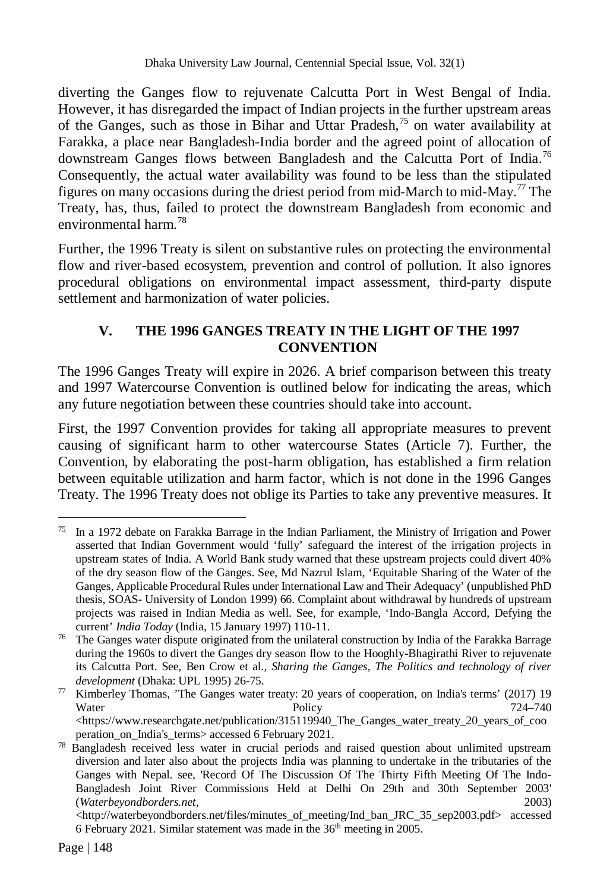diverting the Ganges flow to rejuvenate Calcutta Port in West Bengal of India. However, it has disregarded the impact of Indian projects in the further upstream areas of the Ganges, such as those in Bihar and Uttar Pradesh,[75] on water availability at Farakka, a place near Bangladesh-India border and the agreed point of allocation of downstream Ganges flows between Bangladesh and the Calcutta Port of India.[76] Consequently, the actual water availability was found to be less than the stipulated figures on many occasions during the driest period from mid-March to mid-May.[77] The Treaty, has, thus, failed to protect the downstream Bangladesh from economic and environmental harm.[78]

Further, the 1996 Treaty is silent on substantive rules on protecting the environmental flow and river-based ecosystem, prevention and control of pollution. It also ignores procedural obligations on environmental impact assessment, third-party dispute settlement and harmonization of water policies.

## V. THE 1996 GANGES TREATY IN THE LIGHT OF THE 1997 CONVENTION

The 1996 Ganges Treaty will expire in 2026. A brief comparison between this treaty and 1997 Watercourse Convention is outlined below for indicating the areas, which any future negotiation between these countries should take into account.

First, the 1997 Convention provides for taking all appropriate measures to prevent causing of significant harm to other watercourse States (Article 7). Further, the Convention, by elaborating the post-harm obligation, has established a firm relation between equitable utilization and harm factor, which is not done in the 1996 Ganges Treaty. The 1996 Treaty does not oblige its Parties to take any preventive measures. It

---

[75] In a 1972 debate on Farakka Barrage in the Indian Parliament, the Ministry of Irrigation and Power asserted that Indian Government would 'fully' safeguard the interest of the irrigation projects in upstream states of India. A World Bank study warned that these upstream projects could divert 40% of the dry season flow of the Ganges. See, Md Nazrul Islam, 'Equitable Sharing of the Water of the Ganges, Applicable Procedural Rules under International Law and Their Adequacy' (unpublished PhD thesis, SOAS- University of London 1999) 66. Complaint about withdrawal by hundreds of upstream projects was raised in Indian Media as well. See, for example, 'Indo-Bangla Accord, Defying the current' *India Today* (India, 15 January 1997) 110-11.

[76] The Ganges water dispute originated from the unilateral construction by India of the Farakka Barrage during the 1960s to divert the Ganges dry season flow to the Hooghly-Bhagirathi River to rejuvenate its Calcutta Port. See, Ben Crow et al., *Sharing the Ganges, The Politics and technology of river development* (Dhaka: UPL 1995) 26-75.

[77] Kimberley Thomas, 'The Ganges water treaty: 20 years of cooperation, on India's terms' (2017) 19 Water Policy 724–740 <https://www.researchgate.net/publication/315119940_The_Ganges_water_treaty_20_years_of_cooperation_on_India's_terms> accessed 6 February 2021.

[78] Bangladesh received less water in crucial periods and raised question about unlimited upstream diversion and later also about the projects India was planning to undertake in the tributaries of the Ganges with Nepal. see, 'Record Of The Discussion Of The Thirty Fifth Meeting Of The Indo-Bangladesh Joint River Commissions Held at Delhi On 29th and 30th September 2003' (*Waterbeyondborders.net*, 2003) <http://waterbeyondborders.net/files/minutes_of_meeting/Ind_ban_JRC_35_sep2003.pdf> accessed 6 February 2021. Similar statement was made in the 36th meeting in 2005.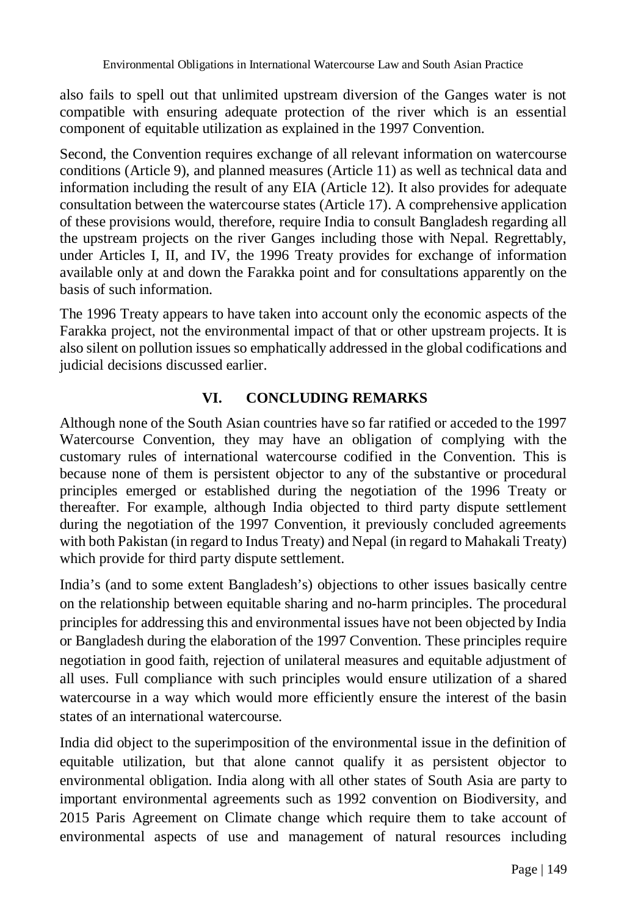also fails to spell out that unlimited upstream diversion of the Ganges water is not compatible with ensuring adequate protection of the river which is an essential component of equitable utilization as explained in the 1997 Convention.

Second, the Convention requires exchange of all relevant information on watercourse conditions (Article 9), and planned measures (Article 11) as well as technical data and information including the result of any EIA (Article 12). It also provides for adequate consultation between the watercourse states (Article 17). A comprehensive application of these provisions would, therefore, require India to consult Bangladesh regarding all the upstream projects on the river Ganges including those with Nepal. Regrettably, under Articles I, II, and IV, the 1996 Treaty provides for exchange of information available only at and down the Farakka point and for consultations apparently on the basis of such information.

The 1996 Treaty appears to have taken into account only the economic aspects of the Farakka project, not the environmental impact of that or other upstream projects. It is also silent on pollution issues so emphatically addressed in the global codifications and judicial decisions discussed earlier.

## VI. CONCLUDING REMARKS

Although none of the South Asian countries have so far ratified or acceded to the 1997 Watercourse Convention, they may have an obligation of complying with the customary rules of international watercourse codified in the Convention. This is because none of them is persistent objector to any of the substantive or procedural principles emerged or established during the negotiation of the 1996 Treaty or thereafter. For example, although India objected to third party dispute settlement during the negotiation of the 1997 Convention, it previously concluded agreements with both Pakistan (in regard to Indus Treaty) and Nepal (in regard to Mahakali Treaty) which provide for third party dispute settlement.

India's (and to some extent Bangladesh's) objections to other issues basically centre on the relationship between equitable sharing and no-harm principles. The procedural principles for addressing this and environmental issues have not been objected by India or Bangladesh during the elaboration of the 1997 Convention. These principles require negotiation in good faith, rejection of unilateral measures and equitable adjustment of all uses. Full compliance with such principles would ensure utilization of a shared watercourse in a way which would more efficiently ensure the interest of the basin states of an international watercourse.

India did object to the superimposition of the environmental issue in the definition of equitable utilization, but that alone cannot qualify it as persistent objector to environmental obligation. India along with all other states of South Asia are party to important environmental agreements such as 1992 convention on Biodiversity, and 2015 Paris Agreement on Climate change which require them to take account of environmental aspects of use and management of natural resources including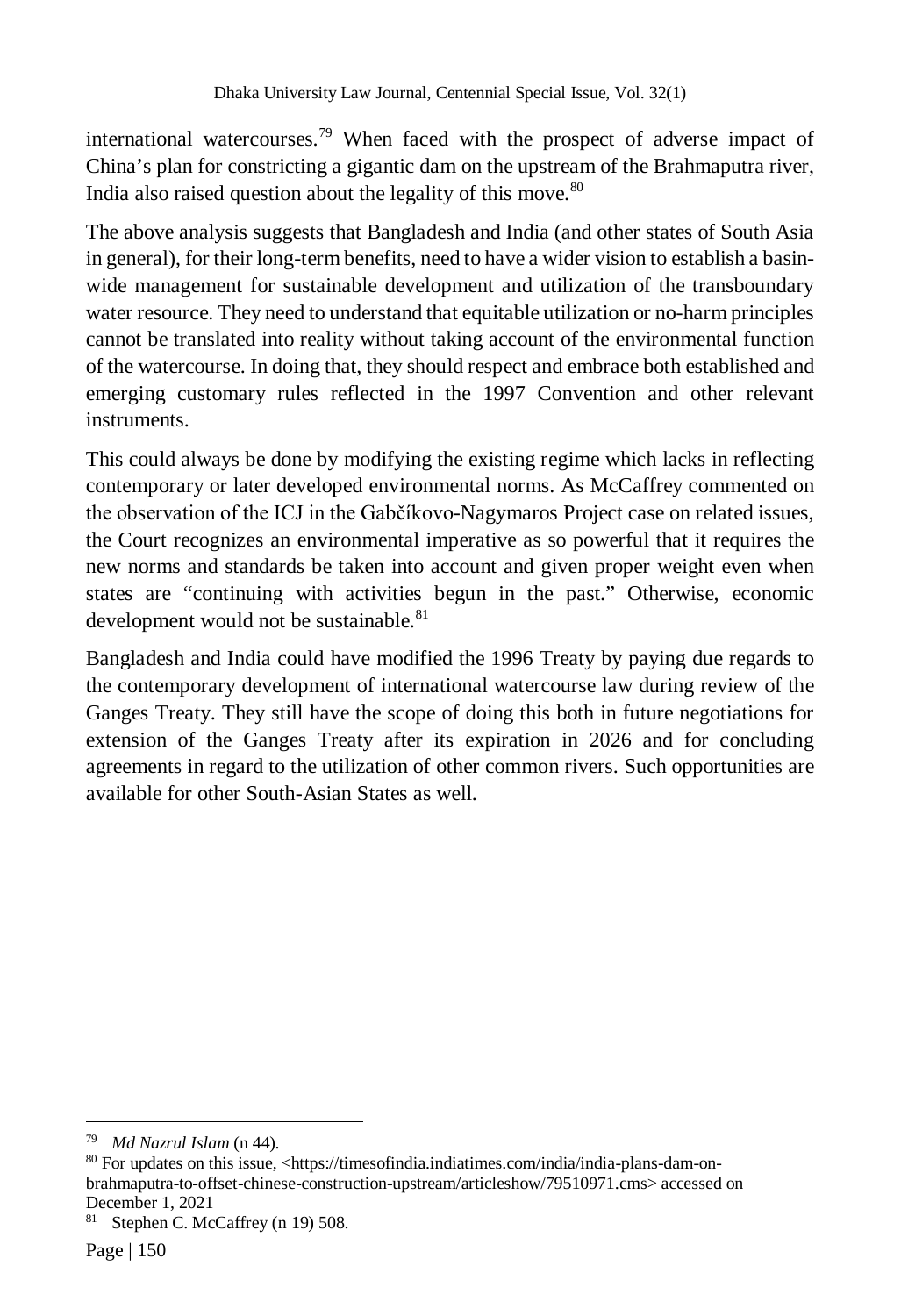international watercourses.[79] When faced with the prospect of adverse impact of China's plan for constricting a gigantic dam on the upstream of the Brahmaputra river, India also raised question about the legality of this move.[80]

The above analysis suggests that Bangladesh and India (and other states of South Asia in general), for their long-term benefits, need to have a wider vision to establish a basin-wide management for sustainable development and utilization of the transboundary water resource. They need to understand that equitable utilization or no-harm principles cannot be translated into reality without taking account of the environmental function of the watercourse. In doing that, they should respect and embrace both established and emerging customary rules reflected in the 1997 Convention and other relevant instruments.

This could always be done by modifying the existing regime which lacks in reflecting contemporary or later developed environmental norms. As McCaffrey commented on the observation of the ICJ in the Gabčíkovo-Nagymaros Project case on related issues, the Court recognizes an environmental imperative as so powerful that it requires the new norms and standards be taken into account and given proper weight even when states are "continuing with activities begun in the past." Otherwise, economic development would not be sustainable.[81]

Bangladesh and India could have modified the 1996 Treaty by paying due regards to the contemporary development of international watercourse law during review of the Ganges Treaty. They still have the scope of doing this both in future negotiations for extension of the Ganges Treaty after its expiration in 2026 and for concluding agreements in regard to the utilization of other common rivers. Such opportunities are available for other South-Asian States as well.

---

[79] *Md Nazrul Islam* (n 44).

[80] For updates on this issue, <https://timesofindia.indiatimes.com/india/india-plans-dam-on-brahmaputra-to-offset-chinese-construction-upstream/articleshow/79510971.cms> accessed on December 1, 2021

[81] Stephen C. McCaffrey (n 19) 508.